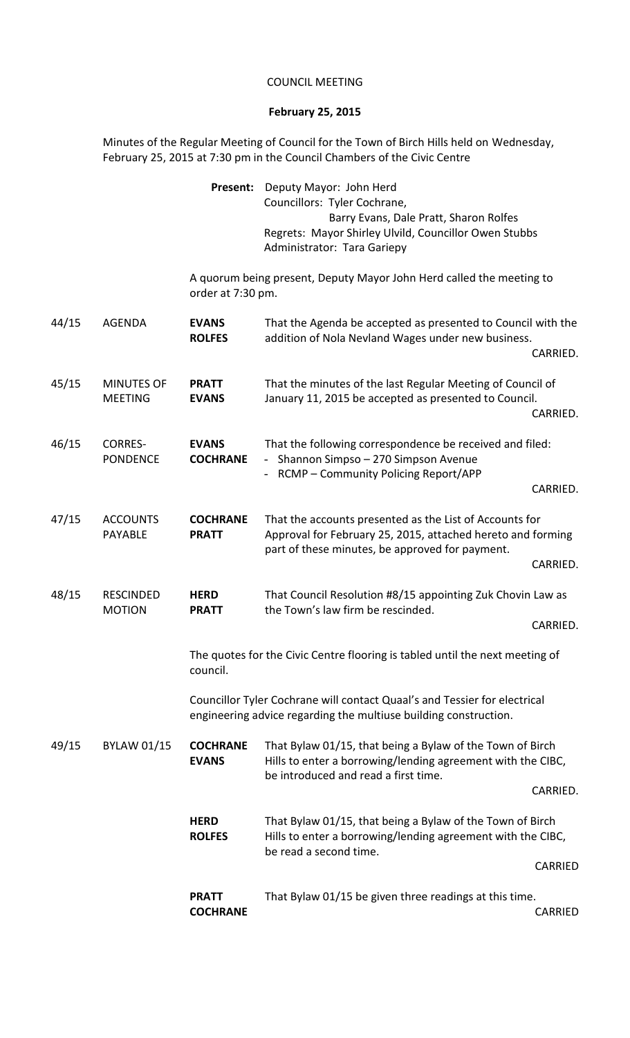# COUNCIL MEETING

## February 25, 2015

Minutes of the Regular Meeting of Council for the Town of Birch Hills held on Wednesday, February 25, 2015 at 7:30 pm in the Council Chambers of the Civic Centre

**Present:** Deputy Mayor: John Herd
Councillors: Tyler Cochrane,
Barry Evans, Dale Pratt, Sharon Rolfes
Regrets: Mayor Shirley Ulvild, Councillor Owen Stubbs
Administrator: Tara Gariepy

A quorum being present, Deputy Mayor John Herd called the meeting to order at 7:30 pm.

| | | | |
|---|---|---|---|
| 44/15 | AGENDA | **EVANS**<br>**ROLFES** | That the Agenda be accepted as presented to Council with the addition of Nola Nevland Wages under new business.<br>CARRIED. |
| 45/15 | MINUTES OF MEETING | **PRATT**<br>**EVANS** | That the minutes of the last Regular Meeting of Council of January 11, 2015 be accepted as presented to Council.<br>CARRIED. |
| 46/15 | CORRES-PONDENCE | **EVANS**<br>**COCHRANE** | That the following correspondence be received and filed:<br>- Shannon Simpso – 270 Simpson Avenue<br>- RCMP – Community Policing Report/APP<br>CARRIED. |
| 47/15 | ACCOUNTS PAYABLE | **COCHRANE**<br>**PRATT** | That the accounts presented as the List of Accounts for Approval for February 25, 2015, attached hereto and forming part of these minutes, be approved for payment.<br>CARRIED. |
| 48/15 | RESCINDED MOTION | **HERD**<br>**PRATT** | That Council Resolution #8/15 appointing Zuk Chovin Law as the Town's law firm be rescinded.<br>CARRIED. |

The quotes for the Civic Centre flooring is tabled until the next meeting of council.

Councillor Tyler Cochrane will contact Quaal's and Tessier for electrical engineering advice regarding the multiuse building construction.

| | | | |
|---|---|---|---|
| 49/15 | BYLAW 01/15 | **COCHRANE**<br>**EVANS** | That Bylaw 01/15, that being a Bylaw of the Town of Birch Hills to enter a borrowing/lending agreement with the CIBC, be introduced and read a first time.<br>CARRIED. |
| | | **HERD**<br>**ROLFES** | That Bylaw 01/15, that being a Bylaw of the Town of Birch Hills to enter a borrowing/lending agreement with the CIBC, be read a second time.<br>CARRIED |
| | | **PRATT**<br>**COCHRANE** | That Bylaw 01/15 be given three readings at this time.<br>CARRIED |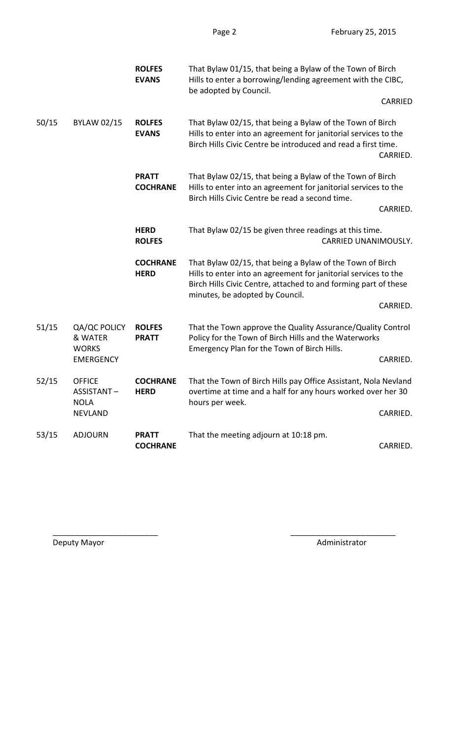| | | | |
|---|---|---|---|
| | | **ROLFES**<br>**EVANS** | That Bylaw 01/15, that being a Bylaw of the Town of Birch Hills to enter a borrowing/lending agreement with the CIBC, be adopted by Council.<br>CARRIED |
| 50/15 | BYLAW 02/15 | **ROLFES**<br>**EVANS** | That Bylaw 02/15, that being a Bylaw of the Town of Birch Hills to enter into an agreement for janitorial services to the Birch Hills Civic Centre be introduced and read a first time.<br>CARRIED. |
| | | **PRATT**<br>**COCHRANE** | That Bylaw 02/15, that being a Bylaw of the Town of Birch Hills to enter into an agreement for janitorial services to the Birch Hills Civic Centre be read a second time.<br>CARRIED. |
| | | **HERD**<br>**ROLFES** | That Bylaw 02/15 be given three readings at this time.<br>CARRIED UNANIMOUSLY. |
| | | **COCHRANE**<br>**HERD** | That Bylaw 02/15, that being a Bylaw of the Town of Birch Hills to enter into an agreement for janitorial services to the Birch Hills Civic Centre, attached to and forming part of these minutes, be adopted by Council.<br>CARRIED. |
| 51/15 | QA/QC POLICY & WATER WORKS EMERGENCY | **ROLFES**<br>**PRATT** | That the Town approve the Quality Assurance/Quality Control Policy for the Town of Birch Hills and the Waterworks Emergency Plan for the Town of Birch Hills.<br>CARRIED. |
| 52/15 | OFFICE ASSISTANT – NOLA NEVLAND | **COCHRANE**<br>**HERD** | That the Town of Birch Hills pay Office Assistant, Nola Nevland overtime at time and a half for any hours worked over her 30 hours per week.<br>CARRIED. |
| 53/15 | ADJOURN | **PRATT**<br>**COCHRANE** | That the meeting adjourn at 10:18 pm.<br>CARRIED. |

\_\_\_\_\_\_\_\_\_\_\_\_\_\_\_\_\_\_\_\_\_\_\_\_
Deputy Mayor

\_\_\_\_\_\_\_\_\_\_\_\_\_\_\_\_\_\_\_\_\_\_\_\_
Administrator